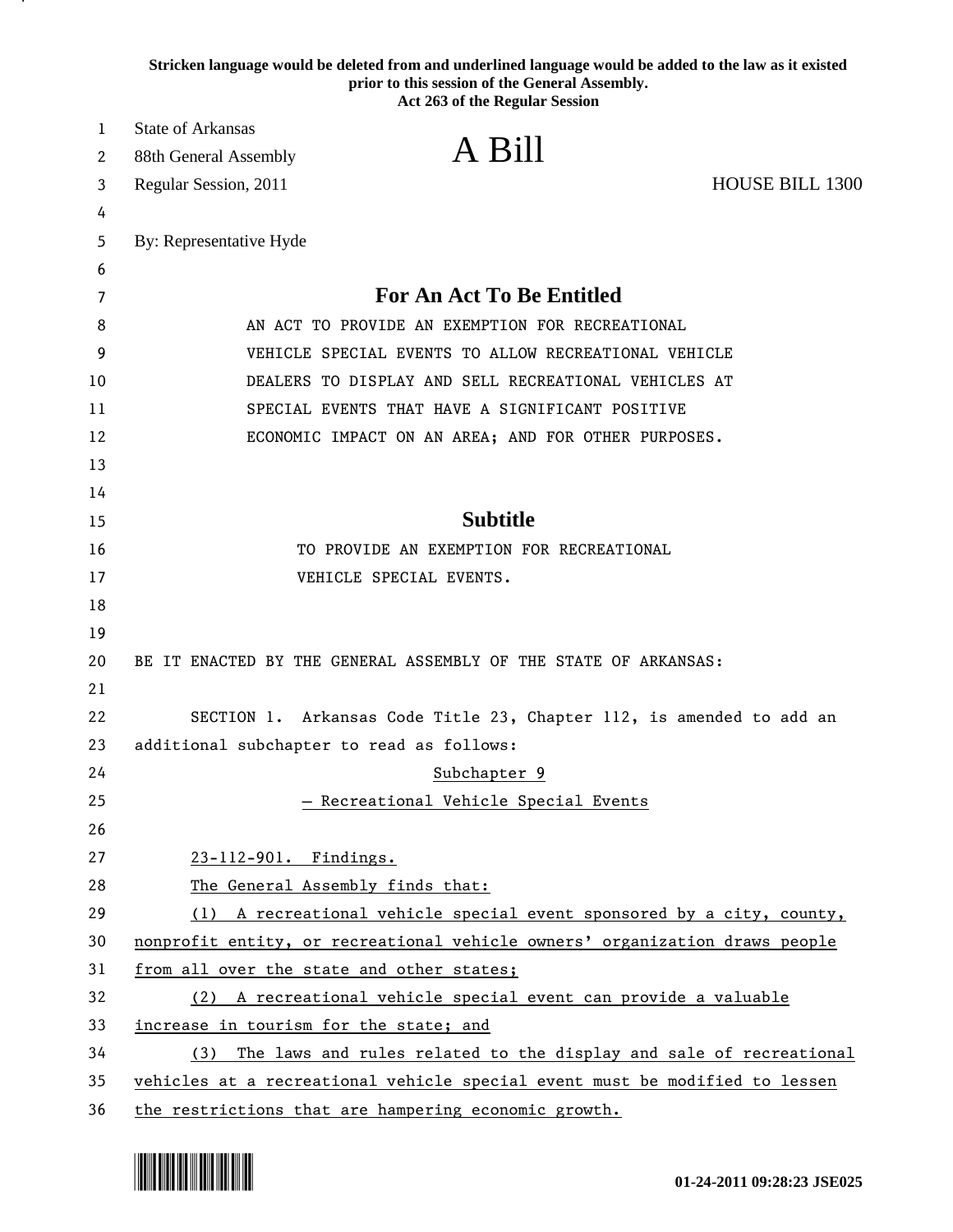**Stricken language would be deleted from and underlined language would be added to the law as it existed prior to this session of the General Assembly.**
**Act 263 of the Regular Session**

State of Arkansas
88th General Assembly
Regular Session, 2011

# A Bill

HOUSE BILL 1300

By: Representative Hyde

## For An Act To Be Entitled

AN ACT TO PROVIDE AN EXEMPTION FOR RECREATIONAL VEHICLE SPECIAL EVENTS TO ALLOW RECREATIONAL VEHICLE DEALERS TO DISPLAY AND SELL RECREATIONAL VEHICLES AT SPECIAL EVENTS THAT HAVE A SIGNIFICANT POSITIVE ECONOMIC IMPACT ON AN AREA; AND FOR OTHER PURPOSES.

## Subtitle

TO PROVIDE AN EXEMPTION FOR RECREATIONAL VEHICLE SPECIAL EVENTS.

BE IT ENACTED BY THE GENERAL ASSEMBLY OF THE STATE OF ARKANSAS:

SECTION 1. Arkansas Code Title 23, Chapter 112, is amended to add an additional subchapter to read as follows:

<u>Subchapter 9</u>

<u>— Recreational Vehicle Special Events</u>

<u>23-112-901. Findings.</u>

<u>The General Assembly finds that:</u>

<u>(1) A recreational vehicle special event sponsored by a city, county, nonprofit entity, or recreational vehicle owners' organization draws people from all over the state and other states;</u>

<u>(2) A recreational vehicle special event can provide a valuable increase in tourism for the state; and</u>

<u>(3) The laws and rules related to the display and sale of recreational vehicles at a recreational vehicle special event must be modified to lessen the restrictions that are hampering economic growth.</u>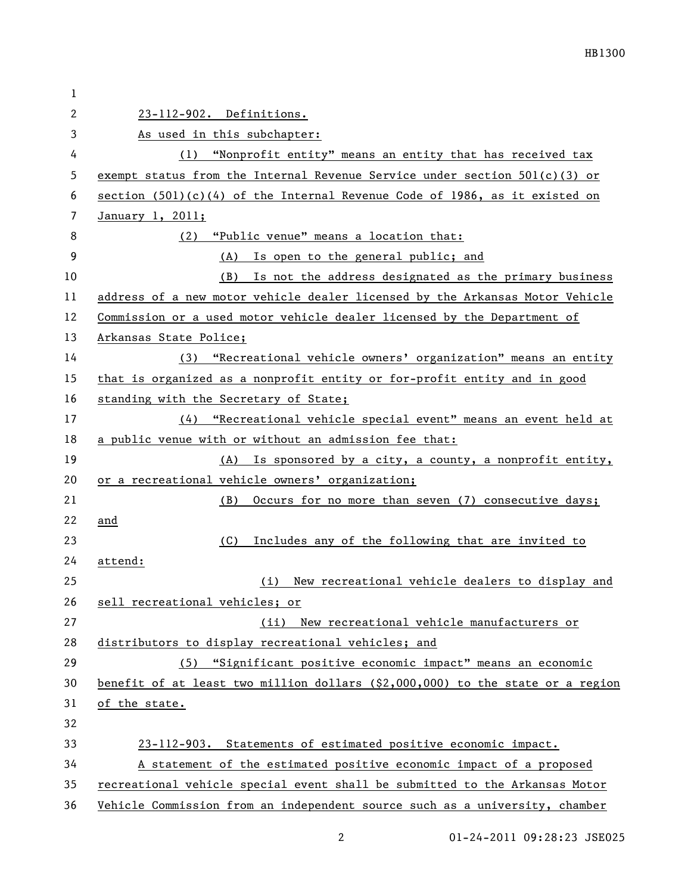23-112-902. Definitions.

As used in this subchapter:

(1) "Nonprofit entity" means an entity that has received tax exempt status from the Internal Revenue Service under section 501(c)(3) or section (501)(c)(4) of the Internal Revenue Code of 1986, as it existed on January 1, 2011;

(2) "Public venue" means a location that:

(A) Is open to the general public; and

(B) Is not the address designated as the primary business address of a new motor vehicle dealer licensed by the Arkansas Motor Vehicle Commission or a used motor vehicle dealer licensed by the Department of Arkansas State Police;

(3) "Recreational vehicle owners' organization" means an entity that is organized as a nonprofit entity or for-profit entity and in good standing with the Secretary of State;

(4) "Recreational vehicle special event" means an event held at a public venue with or without an admission fee that:

(A) Is sponsored by a city, a county, a nonprofit entity, or a recreational vehicle owners' organization;

(B) Occurs for no more than seven (7) consecutive days; and

(C) Includes any of the following that are invited to attend:

(i) New recreational vehicle dealers to display and sell recreational vehicles; or

(ii) New recreational vehicle manufacturers or distributors to display recreational vehicles; and

(5) "Significant positive economic impact" means an economic benefit of at least two million dollars ($2,000,000) to the state or a region of the state.

23-112-903. Statements of estimated positive economic impact.

A statement of the estimated positive economic impact of a proposed recreational vehicle special event shall be submitted to the Arkansas Motor Vehicle Commission from an independent source such as a university, chamber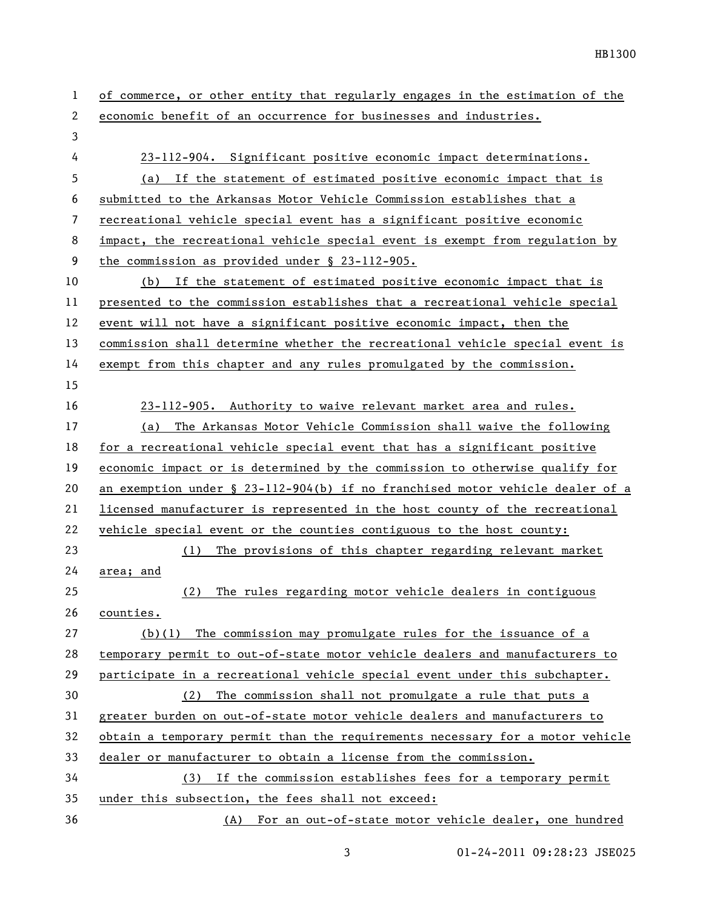of commerce, or other entity that regularly engages in the estimation of the economic benefit of an occurrence for businesses and industries.

23-112-904. Significant positive economic impact determinations.

(a) If the statement of estimated positive economic impact that is submitted to the Arkansas Motor Vehicle Commission establishes that a recreational vehicle special event has a significant positive economic impact, the recreational vehicle special event is exempt from regulation by the commission as provided under § 23-112-905.

(b) If the statement of estimated positive economic impact that is presented to the commission establishes that a recreational vehicle special event will not have a significant positive economic impact, then the commission shall determine whether the recreational vehicle special event is exempt from this chapter and any rules promulgated by the commission.

23-112-905. Authority to waive relevant market area and rules.

(a) The Arkansas Motor Vehicle Commission shall waive the following for a recreational vehicle special event that has a significant positive economic impact or is determined by the commission to otherwise qualify for an exemption under § 23-112-904(b) if no franchised motor vehicle dealer of a licensed manufacturer is represented in the host county of the recreational vehicle special event or the counties contiguous to the host county:

(1) The provisions of this chapter regarding relevant market area; and

(2) The rules regarding motor vehicle dealers in contiguous counties.

(b)(1) The commission may promulgate rules for the issuance of a temporary permit to out-of-state motor vehicle dealers and manufacturers to participate in a recreational vehicle special event under this subchapter.

(2) The commission shall not promulgate a rule that puts a greater burden on out-of-state motor vehicle dealers and manufacturers to obtain a temporary permit than the requirements necessary for a motor vehicle dealer or manufacturer to obtain a license from the commission.

(3) If the commission establishes fees for a temporary permit under this subsection, the fees shall not exceed:

(A) For an out-of-state motor vehicle dealer, one hundred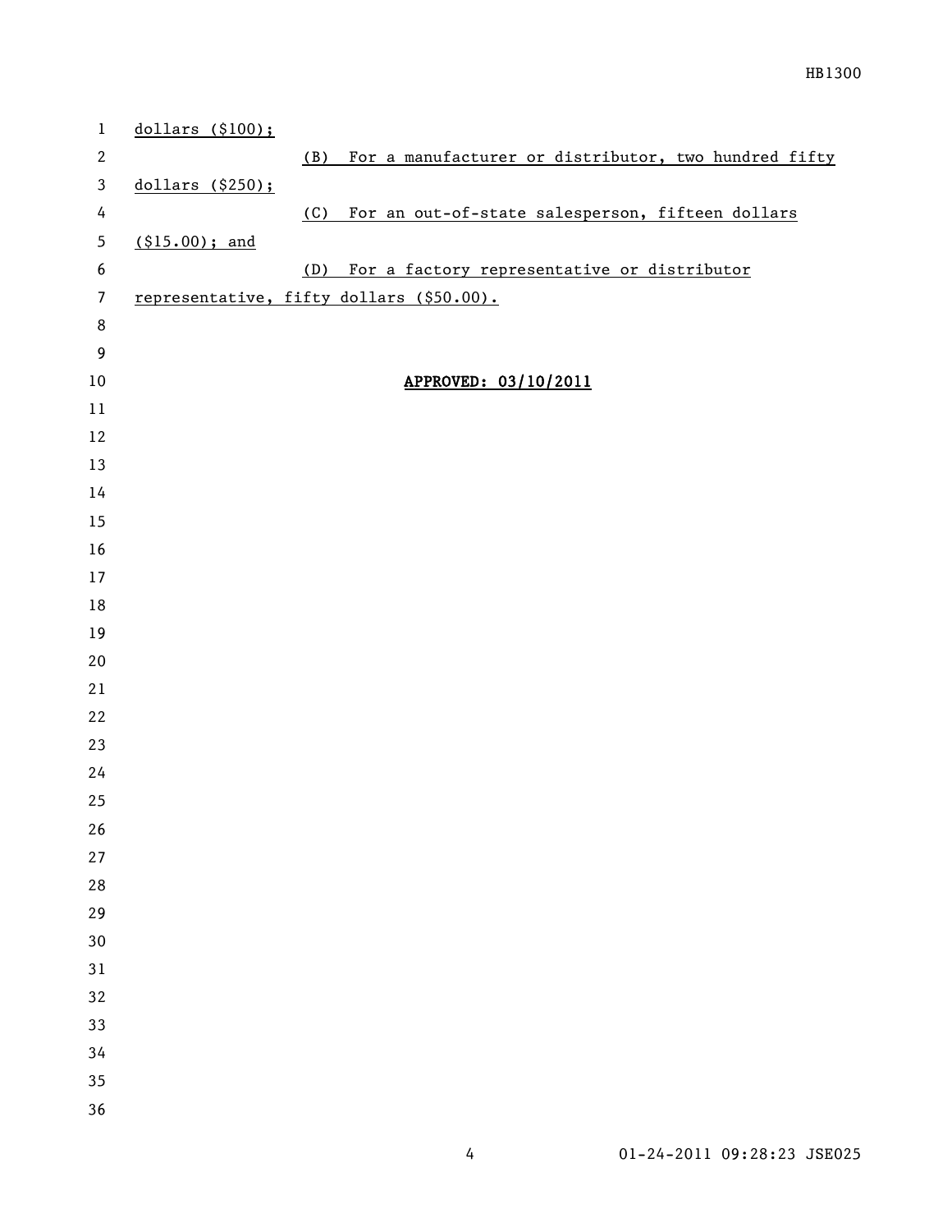dollars ($100);

(B) For a manufacturer or distributor, two hundred fifty dollars ($250);

(C) For an out-of-state salesperson, fifteen dollars ($15.00); and

(D) For a factory representative or distributor representative, fifty dollars ($50.00).

**APPROVED: 03/10/2011**